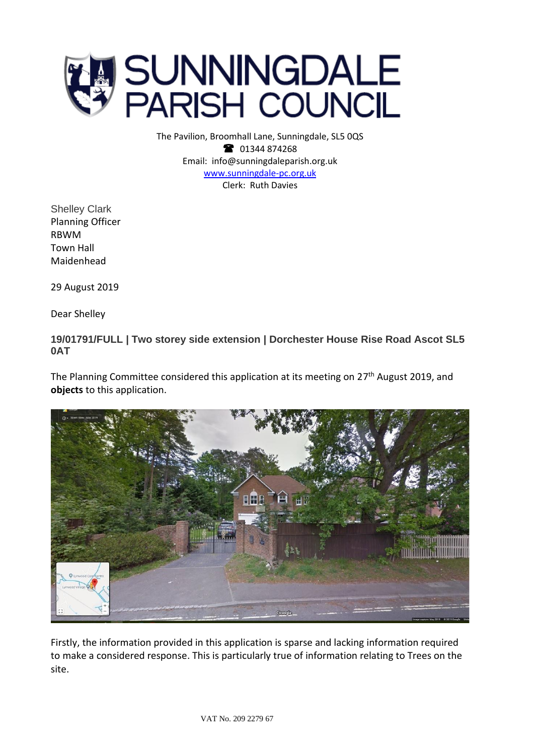# SUNNINGDALE PARISH COUNCIL

The Pavilion, Broomhall Lane, Sunningdale, SL5 0QS
☎ 01344 874268
Email: info@sunningdaleparish.org.uk
www.sunningdale-pc.org.uk
Clerk: Ruth Davies

Shelley Clark
Planning Officer
RBWM
Town Hall
Maidenhead

29 August 2019

Dear Shelley

**19/01791/FULL | Two storey side extension | Dorchester House Rise Road Ascot SL5 0AT**

The Planning Committee considered this application at its meeting on 27th August 2019, and **objects** to this application.

Firstly, the information provided in this application is sparse and lacking information required to make a considered response. This is particularly true of information relating to Trees on the site.

VAT No. 209 2279 67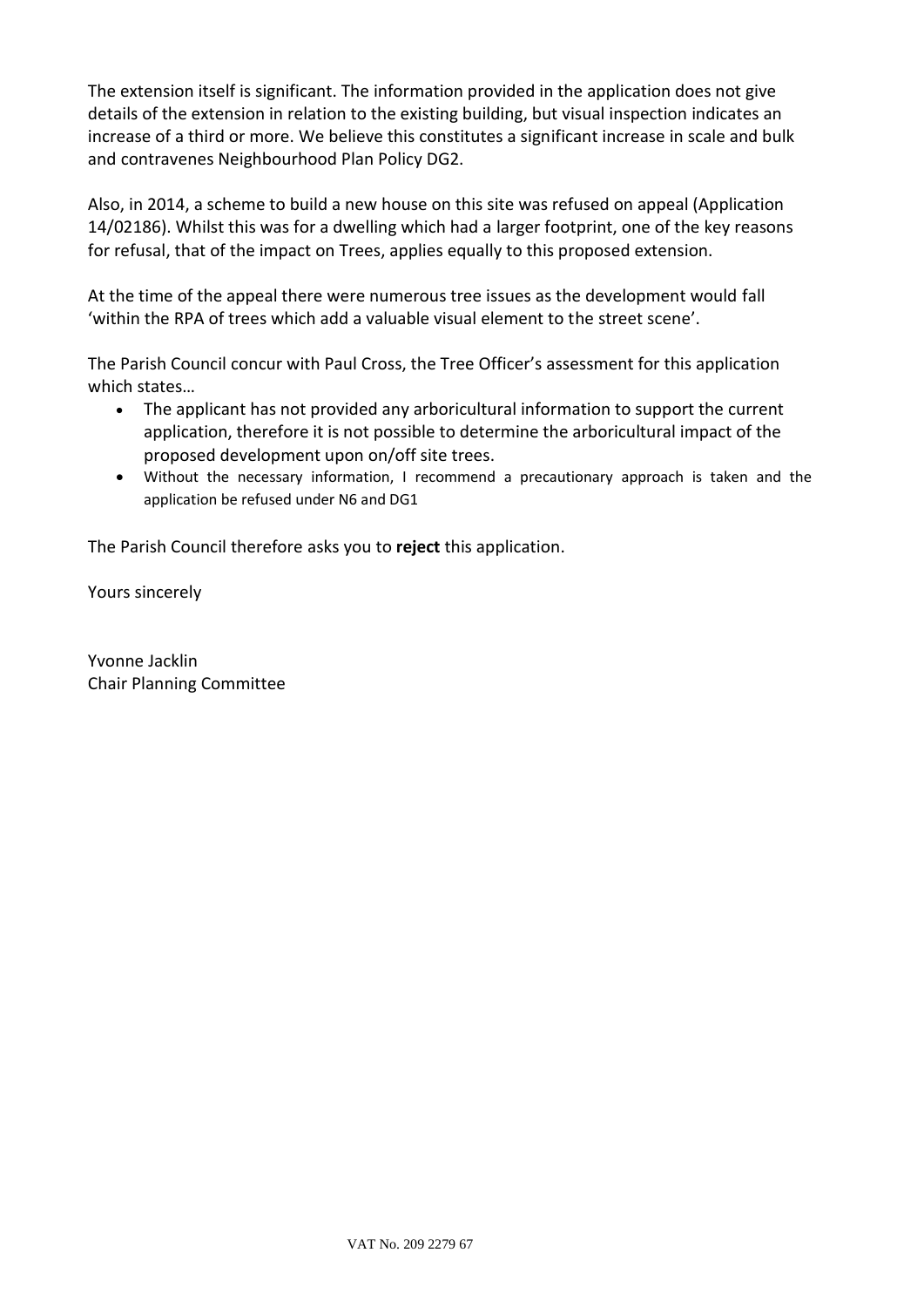The extension itself is significant. The information provided in the application does not give details of the extension in relation to the existing building, but visual inspection indicates an increase of a third or more. We believe this constitutes a significant increase in scale and bulk and contravenes Neighbourhood Plan Policy DG2.

Also, in 2014, a scheme to build a new house on this site was refused on appeal (Application 14/02186). Whilst this was for a dwelling which had a larger footprint, one of the key reasons for refusal, that of the impact on Trees, applies equally to this proposed extension.

At the time of the appeal there were numerous tree issues as the development would fall 'within the RPA of trees which add a valuable visual element to the street scene'.

The Parish Council concur with Paul Cross, the Tree Officer's assessment for this application which states…

- The applicant has not provided any arboricultural information to support the current application, therefore it is not possible to determine the arboricultural impact of the proposed development upon on/off site trees.
- Without the necessary information, I recommend a precautionary approach is taken and the application be refused under N6 and DG1

The Parish Council therefore asks you to **reject** this application.

Yours sincerely

Yvonne Jacklin
Chair Planning Committee

VAT No. 209 2279 67